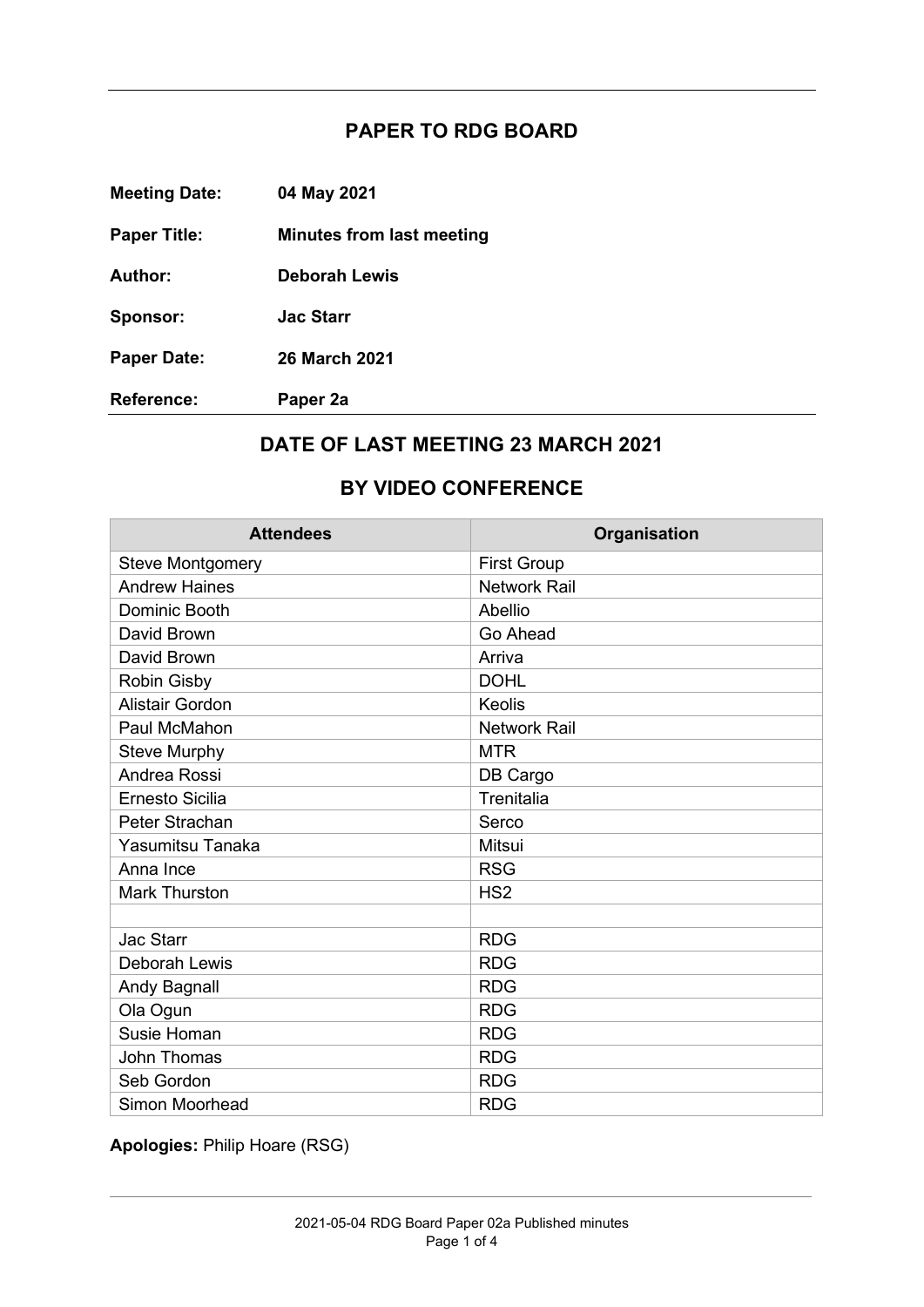## PAPER TO RDG BOARD

**Meeting Date:** **04 May 2021**

**Paper Title:** **Minutes from last meeting**

**Author:** **Deborah Lewis**

**Sponsor:** **Jac Starr**

**Paper Date:** **26 March 2021**

**Reference:** **Paper 2a**

## DATE OF LAST MEETING 23 MARCH 2021

## BY VIDEO CONFERENCE

| Attendees | Organisation |
|---|---|
| Steve Montgomery | First Group |
| Andrew Haines | Network Rail |
| Dominic Booth | Abellio |
| David Brown | Go Ahead |
| David Brown | Arriva |
| Robin Gisby | DOHL |
| Alistair Gordon | Keolis |
| Paul McMahon | Network Rail |
| Steve Murphy | MTR |
| Andrea Rossi | DB Cargo |
| Ernesto Sicilia | Trenitalia |
| Peter Strachan | Serco |
| Yasumitsu Tanaka | Mitsui |
| Anna Ince | RSG |
| Mark Thurston | HS2 |
| | |
| Jac Starr | RDG |
| Deborah Lewis | RDG |
| Andy Bagnall | RDG |
| Ola Ogun | RDG |
| Susie Homan | RDG |
| John Thomas | RDG |
| Seb Gordon | RDG |
| Simon Moorhead | RDG |

**Apologies:** Philip Hoare (RSG)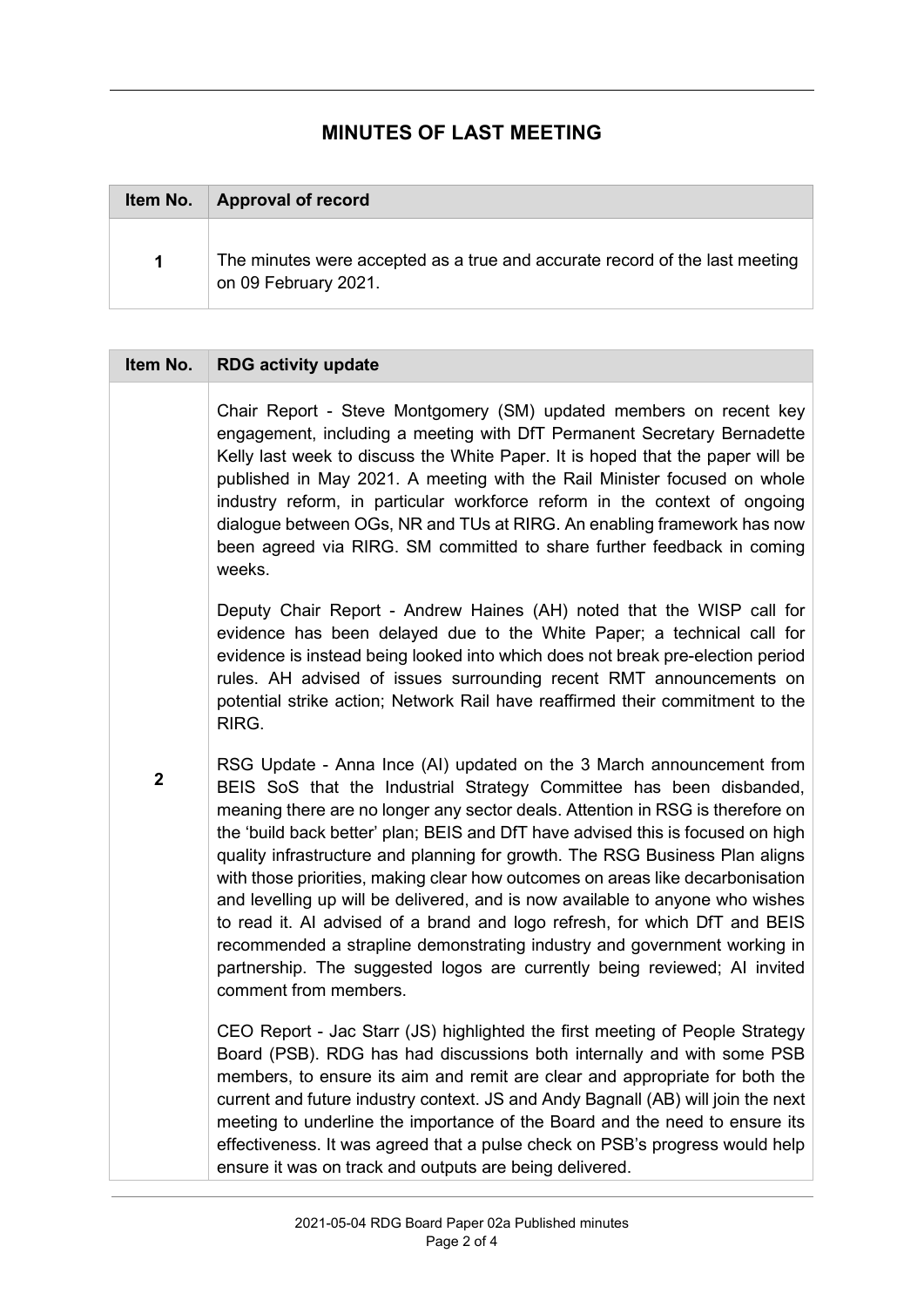## MINUTES OF LAST MEETING

| Item No. | Approval of record |
| --- | --- |
| 1 | The minutes were accepted as a true and accurate record of the last meeting on 09 February 2021. |

| Item No. | RDG activity update |
| --- | --- |
| 2 | Chair Report - Steve Montgomery (SM) updated members on recent key engagement, including a meeting with DfT Permanent Secretary Bernadette Kelly last week to discuss the White Paper. It is hoped that the paper will be published in May 2021. A meeting with the Rail Minister focused on whole industry reform, in particular workforce reform in the context of ongoing dialogue between OGs, NR and TUs at RIRG. An enabling framework has now been agreed via RIRG. SM committed to share further feedback in coming weeks.<br><br>Deputy Chair Report - Andrew Haines (AH) noted that the WISP call for evidence has been delayed due to the White Paper; a technical call for evidence is instead being looked into which does not break pre-election period rules. AH advised of issues surrounding recent RMT announcements on potential strike action; Network Rail have reaffirmed their commitment to the RIRG.<br><br>RSG Update - Anna Ince (AI) updated on the 3 March announcement from BEIS SoS that the Industrial Strategy Committee has been disbanded, meaning there are no longer any sector deals. Attention in RSG is therefore on the 'build back better' plan; BEIS and DfT have advised this is focused on high quality infrastructure and planning for growth. The RSG Business Plan aligns with those priorities, making clear how outcomes on areas like decarbonisation and levelling up will be delivered, and is now available to anyone who wishes to read it. AI advised of a brand and logo refresh, for which DfT and BEIS recommended a strapline demonstrating industry and government working in partnership. The suggested logos are currently being reviewed; AI invited comment from members.<br><br>CEO Report - Jac Starr (JS) highlighted the first meeting of People Strategy Board (PSB). RDG has had discussions both internally and with some PSB members, to ensure its aim and remit are clear and appropriate for both the current and future industry context. JS and Andy Bagnall (AB) will join the next meeting to underline the importance of the Board and the need to ensure its effectiveness. It was agreed that a pulse check on PSB's progress would help ensure it was on track and outputs are being delivered. |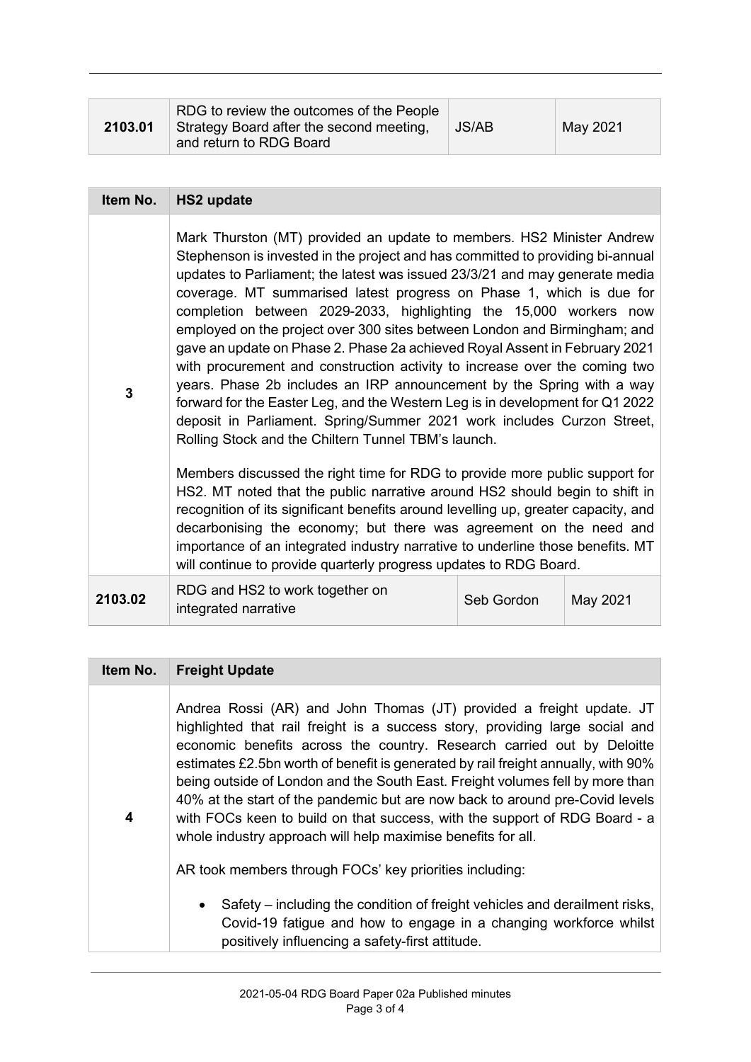| 2103.01 | RDG to review the outcomes of the People Strategy Board after the second meeting, and return to RDG Board | JS/AB | May 2021 |
|---|---|---|---|

| Item No. | HS2 update | | |
|---|---|---|---|
| 3 | Mark Thurston (MT) provided an update to members. HS2 Minister Andrew Stephenson is invested in the project and has committed to providing bi-annual updates to Parliament; the latest was issued 23/3/21 and may generate media coverage. MT summarised latest progress on Phase 1, which is due for completion between 2029-2033, highlighting the 15,000 workers now employed on the project over 300 sites between London and Birmingham; and gave an update on Phase 2. Phase 2a achieved Royal Assent in February 2021 with procurement and construction activity to increase over the coming two years. Phase 2b includes an IRP announcement by the Spring with a way forward for the Easter Leg, and the Western Leg is in development for Q1 2022 deposit in Parliament. Spring/Summer 2021 work includes Curzon Street, Rolling Stock and the Chiltern Tunnel TBM's launch.<br><br>Members discussed the right time for RDG to provide more public support for HS2. MT noted that the public narrative around HS2 should begin to shift in recognition of its significant benefits around levelling up, greater capacity, and decarbonising the economy; but there was agreement on the need and importance of an integrated industry narrative to underline those benefits. MT will continue to provide quarterly progress updates to RDG Board. | | |
| 2103.02 | RDG and HS2 to work together on integrated narrative | Seb Gordon | May 2021 |

| Item No. | Freight Update |
|---|---|
| 4 | Andrea Rossi (AR) and John Thomas (JT) provided a freight update. JT highlighted that rail freight is a success story, providing large social and economic benefits across the country. Research carried out by Deloitte estimates £2.5bn worth of benefit is generated by rail freight annually, with 90% being outside of London and the South East. Freight volumes fell by more than 40% at the start of the pandemic but are now back to around pre-Covid levels with FOCs keen to build on that success, with the support of RDG Board - a whole industry approach will help maximise benefits for all.<br><br>AR took members through FOCs' key priorities including:<br><br>• Safety – including the condition of freight vehicles and derailment risks, Covid-19 fatigue and how to engage in a changing workforce whilst positively influencing a safety-first attitude. |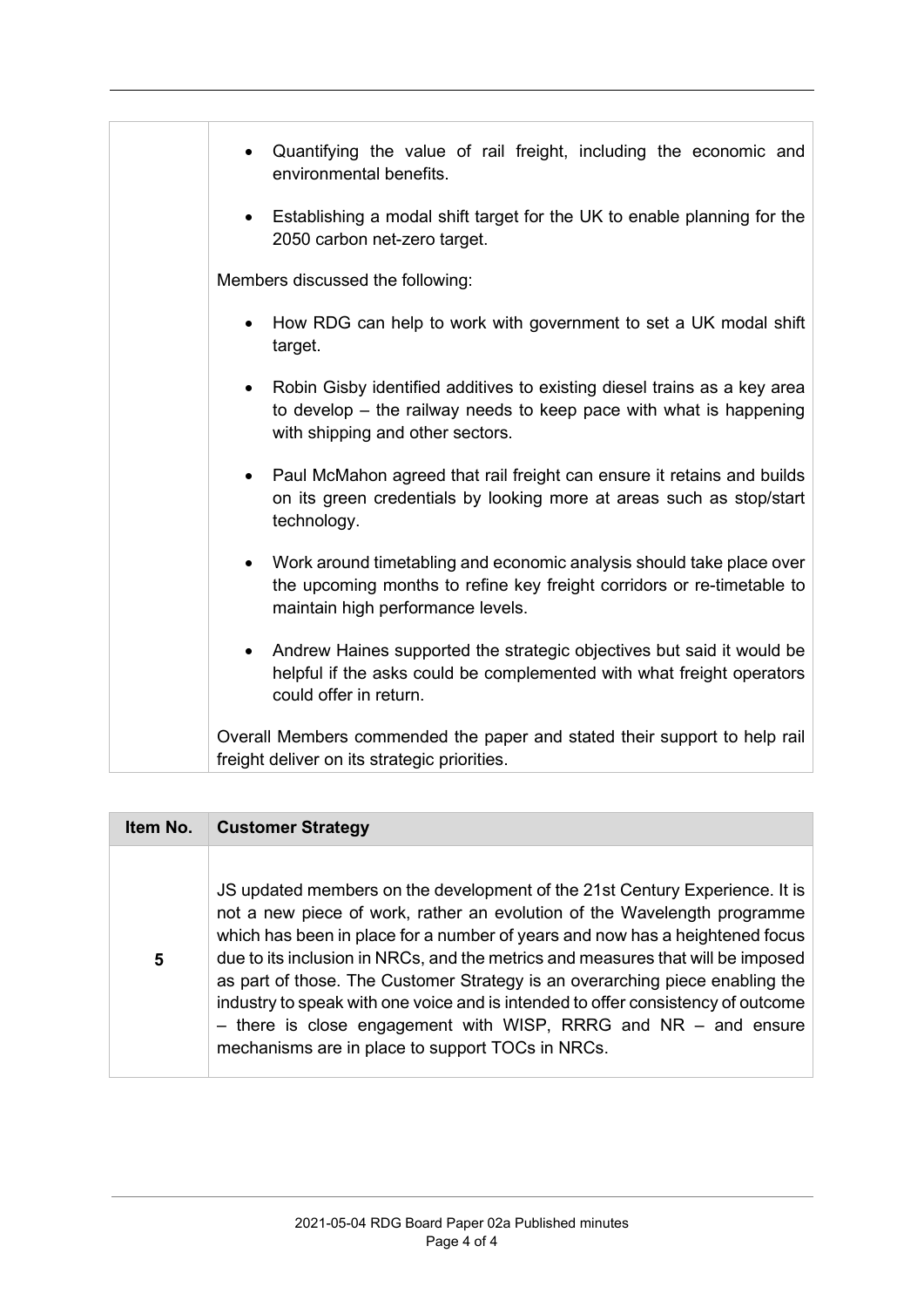| | |
|---|---|
| | • Quantifying the value of rail freight, including the economic and environmental benefits.<br><br>• Establishing a modal shift target for the UK to enable planning for the 2050 carbon net-zero target.<br><br>Members discussed the following:<br><br>• How RDG can help to work with government to set a UK modal shift target.<br><br>• Robin Gisby identified additives to existing diesel trains as a key area to develop – the railway needs to keep pace with what is happening with shipping and other sectors.<br><br>• Paul McMahon agreed that rail freight can ensure it retains and builds on its green credentials by looking more at areas such as stop/start technology.<br><br>• Work around timetabling and economic analysis should take place over the upcoming months to refine key freight corridors or re-timetable to maintain high performance levels.<br><br>• Andrew Haines supported the strategic objectives but said it would be helpful if the asks could be complemented with what freight operators could offer in return.<br><br>Overall Members commended the paper and stated their support to help rail freight deliver on its strategic priorities. |

| Item No. | Customer Strategy |
|---|---|
| 5 | JS updated members on the development of the 21st Century Experience. It is not a new piece of work, rather an evolution of the Wavelength programme which has been in place for a number of years and now has a heightened focus due to its inclusion in NRCs, and the metrics and measures that will be imposed as part of those. The Customer Strategy is an overarching piece enabling the industry to speak with one voice and is intended to offer consistency of outcome – there is close engagement with WISP, RRRG and NR – and ensure mechanisms are in place to support TOCs in NRCs. |